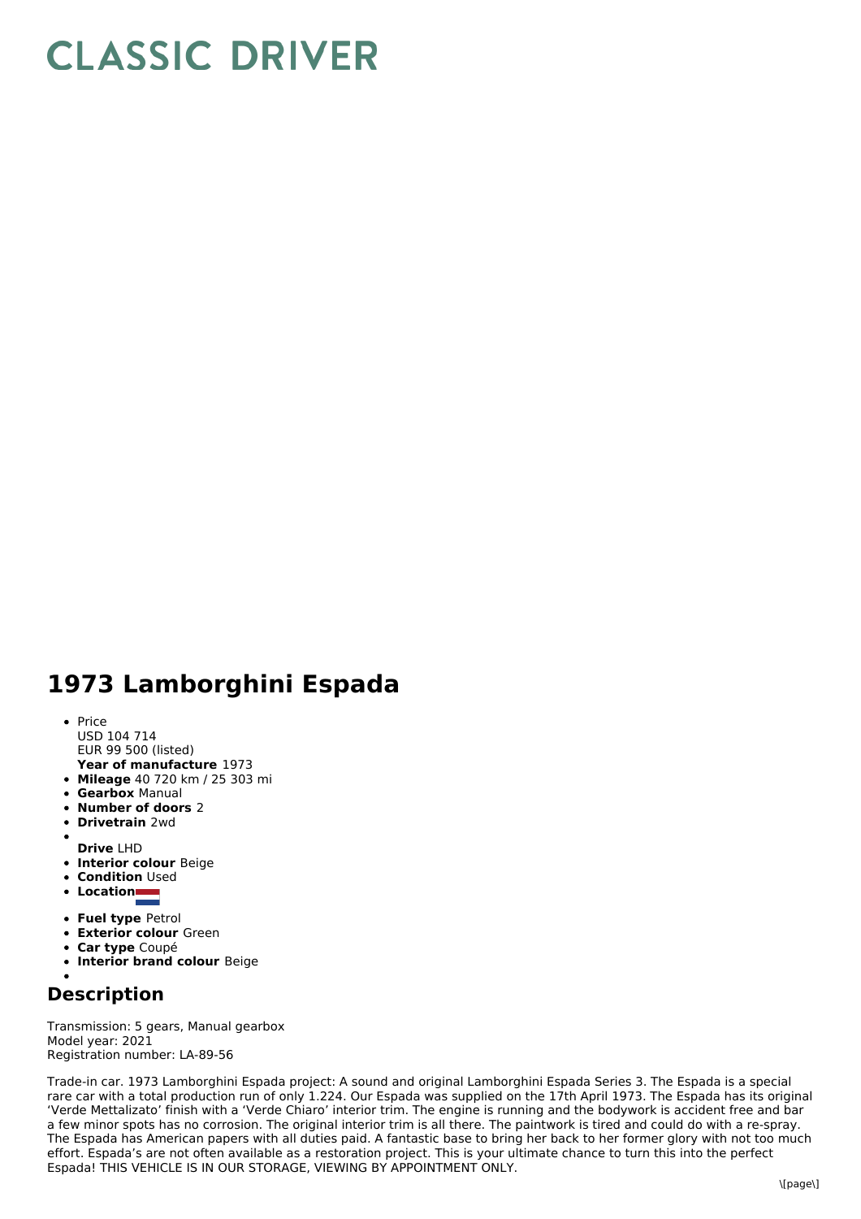# CLASSIC DRIVER

## 1973 Lamborghini Espada

- Price
  USD 104 714
  EUR 99 500 (listed)
  **Year of manufacture** 1973
- **Mileage** 40 720 km / 25 303 mi
- **Gearbox** Manual
- **Number of doors** 2
- **Drivetrain** 2wd
- 
  **Drive** LHD
- **Interior colour** Beige
- **Condition** Used
- **Location**
- **Fuel type** Petrol
- **Exterior colour** Green
- **Car type** Coupé
- **Interior brand colour** Beige
- 

## Description

Transmission: 5 gears, Manual gearbox
Model year: 2021
Registration number: LA-89-56

Trade-in car. 1973 Lamborghini Espada project: A sound and original Lamborghini Espada Series 3. The Espada is a special rare car with a total production run of only 1.224. Our Espada was supplied on the 17th April 1973. The Espada has its original 'Verde Mettalizato' finish with a 'Verde Chiaro' interior trim. The engine is running and the bodywork is accident free and bar a few minor spots has no corrosion. The original interior trim is all there. The paintwork is tired and could do with a re-spray. The Espada has American papers with all duties paid. A fantastic base to bring her back to her former glory with not too much effort. Espada's are not often available as a restoration project. This is your ultimate chance to turn this into the perfect Espada! THIS VEHICLE IS IN OUR STORAGE, VIEWING BY APPOINTMENT ONLY.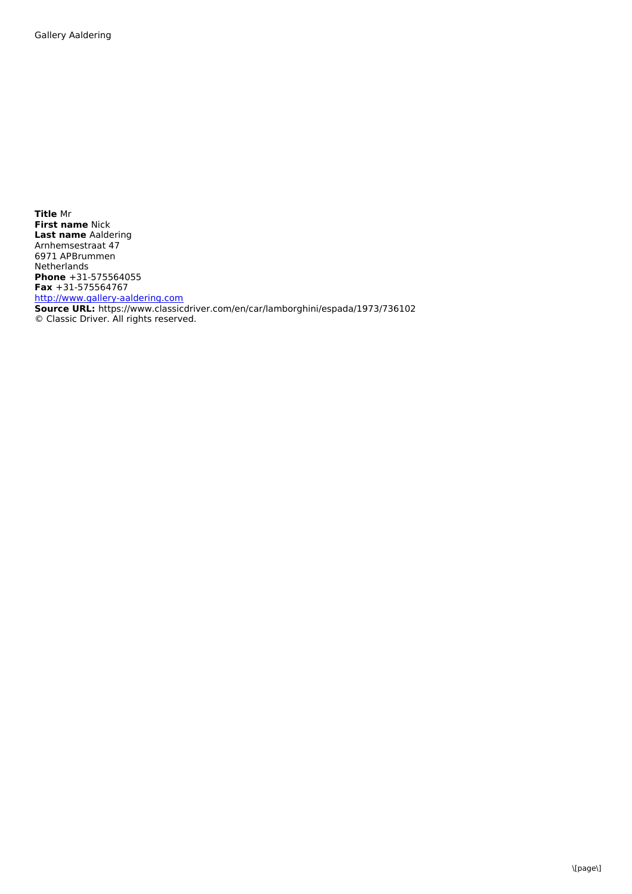Gallery Aaldering

**Title** Mr
**First name** Nick
**Last name** Aaldering
Arnhemsestraat 47
6971 APBrummen
Netherlands
**Phone** +31-575564055
**Fax** +31-575564767
[http://www.gallery-aaldering.com](http://www.gallery-aaldering.com)
**Source URL:** https://www.classicdriver.com/en/car/lamborghini/espada/1973/736102
© Classic Driver. All rights reserved.